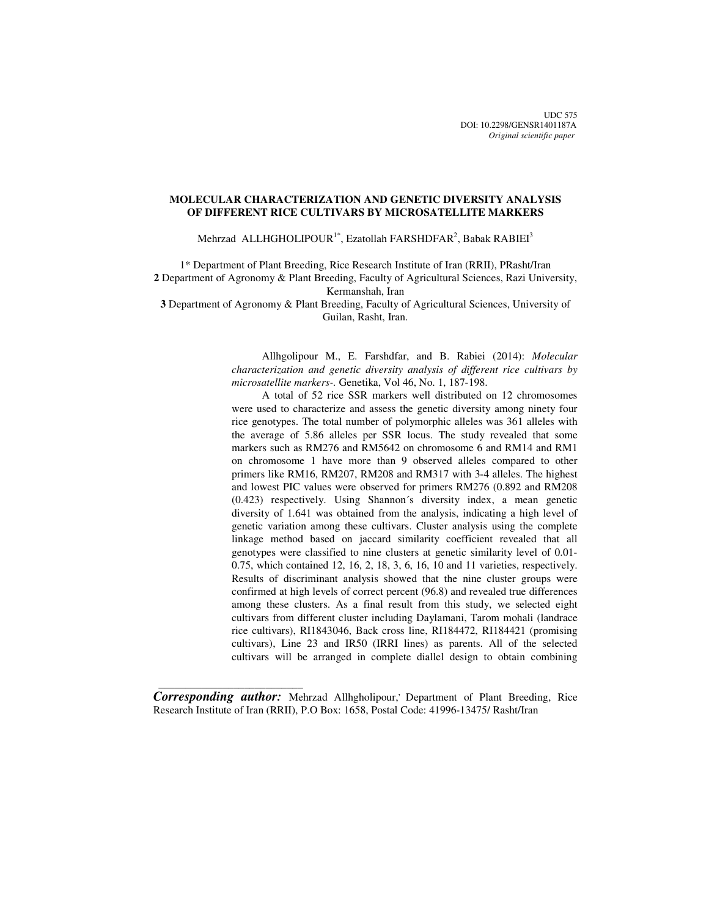UDC 575
DOI: 10.2298/GENSR1401187A
*Original scientific paper*

# MOLECULAR CHARACTERIZATION AND GENETIC DIVERSITY ANALYSIS OF DIFFERENT RICE CULTIVARS BY MICROSATELLITE MARKERS

Mehrzad ALLHGHOLIPOUR[1*], Ezatollah FARSHDFAR[2], Babak RABIEI[3]

1* Department of Plant Breeding, Rice Research Institute of Iran (RRII), PRasht/Iran
**2** Department of Agronomy & Plant Breeding, Faculty of Agricultural Sciences, Razi University, Kermanshah, Iran
**3** Department of Agronomy & Plant Breeding, Faculty of Agricultural Sciences, University of Guilan, Rasht, Iran.

Allhgolipour M., E. Farshdfar, and B. Rabiei (2014): *Molecular characterization and genetic diversity analysis of different rice cultivars by microsatellite markers-*. Genetika, Vol 46, No. 1, 187-198.

A total of 52 rice SSR markers well distributed on 12 chromosomes were used to characterize and assess the genetic diversity among ninety four rice genotypes. The total number of polymorphic alleles was 361 alleles with the average of 5.86 alleles per SSR locus. The study revealed that some markers such as RM276 and RM5642 on chromosome 6 and RM14 and RM1 on chromosome 1 have more than 9 observed alleles compared to other primers like RM16, RM207, RM208 and RM317 with 3-4 alleles. The highest and lowest PIC values were observed for primers RM276 (0.892 and RM208 (0.423) respectively. Using Shannon´s diversity index, a mean genetic diversity of 1.641 was obtained from the analysis, indicating a high level of genetic variation among these cultivars. Cluster analysis using the complete linkage method based on jaccard similarity coefficient revealed that all genotypes were classified to nine clusters at genetic similarity level of 0.01-0.75, which contained 12, 16, 2, 18, 3, 6, 16, 10 and 11 varieties, respectively. Results of discriminant analysis showed that the nine cluster groups were confirmed at high levels of correct percent (96.8) and revealed true differences among these clusters. As a final result from this study, we selected eight cultivars from different cluster including Daylamani, Tarom mohali (landrace rice cultivars), RI1843046, Back cross line, RI184472, RI184421 (promising cultivars), Line 23 and IR50 (IRRI lines) as parents. All of the selected cultivars will be arranged in complete diallel design to obtain combining

---

***Corresponding author:*** Mehrzad Allhgholipour,' Department of Plant Breeding, Rice Research Institute of Iran (RRII), P.O Box: 1658, Postal Code: 41996-13475/ Rasht/Iran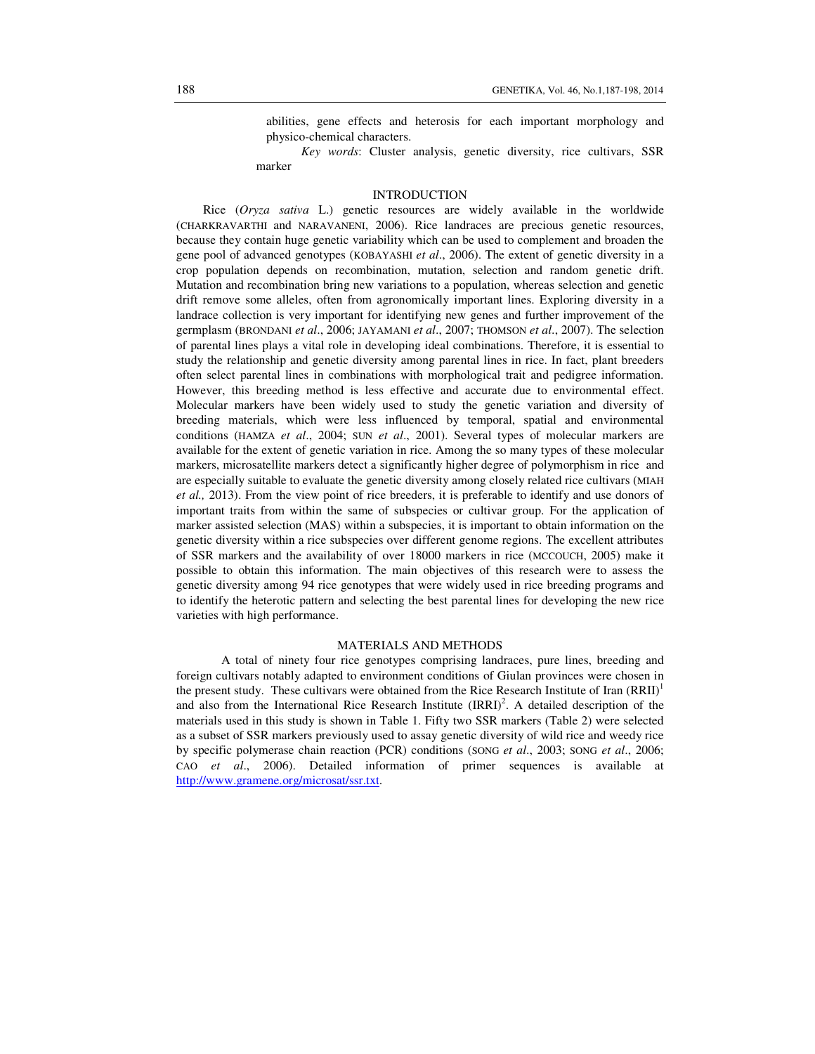abilities, gene effects and heterosis for each important morphology and physico-chemical characters.

*Key words*: Cluster analysis, genetic diversity, rice cultivars, SSR marker

## INTRODUCTION

Rice (*Oryza sativa* L.) genetic resources are widely available in the worldwide (CHARKRAVARTHI and NARAVANENI, 2006). Rice landraces are precious genetic resources, because they contain huge genetic variability which can be used to complement and broaden the gene pool of advanced genotypes (KOBAYASHI *et al*., 2006). The extent of genetic diversity in a crop population depends on recombination, mutation, selection and random genetic drift. Mutation and recombination bring new variations to a population, whereas selection and genetic drift remove some alleles, often from agronomically important lines. Exploring diversity in a landrace collection is very important for identifying new genes and further improvement of the germplasm (BRONDANI *et al*., 2006; JAYAMANI *et al*., 2007; THOMSON *et al*., 2007). The selection of parental lines plays a vital role in developing ideal combinations. Therefore, it is essential to study the relationship and genetic diversity among parental lines in rice. In fact, plant breeders often select parental lines in combinations with morphological trait and pedigree information. However, this breeding method is less effective and accurate due to environmental effect. Molecular markers have been widely used to study the genetic variation and diversity of breeding materials, which were less influenced by temporal, spatial and environmental conditions (HAMZA *et al*., 2004; SUN *et al*., 2001). Several types of molecular markers are available for the extent of genetic variation in rice. Among the so many types of these molecular markers, microsatellite markers detect a significantly higher degree of polymorphism in rice and are especially suitable to evaluate the genetic diversity among closely related rice cultivars (MIAH *et al.,* 2013). From the view point of rice breeders, it is preferable to identify and use donors of important traits from within the same of subspecies or cultivar group. For the application of marker assisted selection (MAS) within a subspecies, it is important to obtain information on the genetic diversity within a rice subspecies over different genome regions. The excellent attributes of SSR markers and the availability of over 18000 markers in rice (MCCOUCH, 2005) make it possible to obtain this information. The main objectives of this research were to assess the genetic diversity among 94 rice genotypes that were widely used in rice breeding programs and to identify the heterotic pattern and selecting the best parental lines for developing the new rice varieties with high performance.

## MATERIALS AND METHODS

A total of ninety four rice genotypes comprising landraces, pure lines, breeding and foreign cultivars notably adapted to environment conditions of Giulan provinces were chosen in the present study. These cultivars were obtained from the Rice Research Institute of Iran (RRII)[1] and also from the International Rice Research Institute (IRRI)[2]. A detailed description of the materials used in this study is shown in Table 1. Fifty two SSR markers (Table 2) were selected as a subset of SSR markers previously used to assay genetic diversity of wild rice and weedy rice by specific polymerase chain reaction (PCR) conditions (SONG *et al*., 2003; SONG *et al*., 2006; CAO *et al*., 2006). Detailed information of primer sequences is available at http://www.gramene.org/microsat/ssr.txt.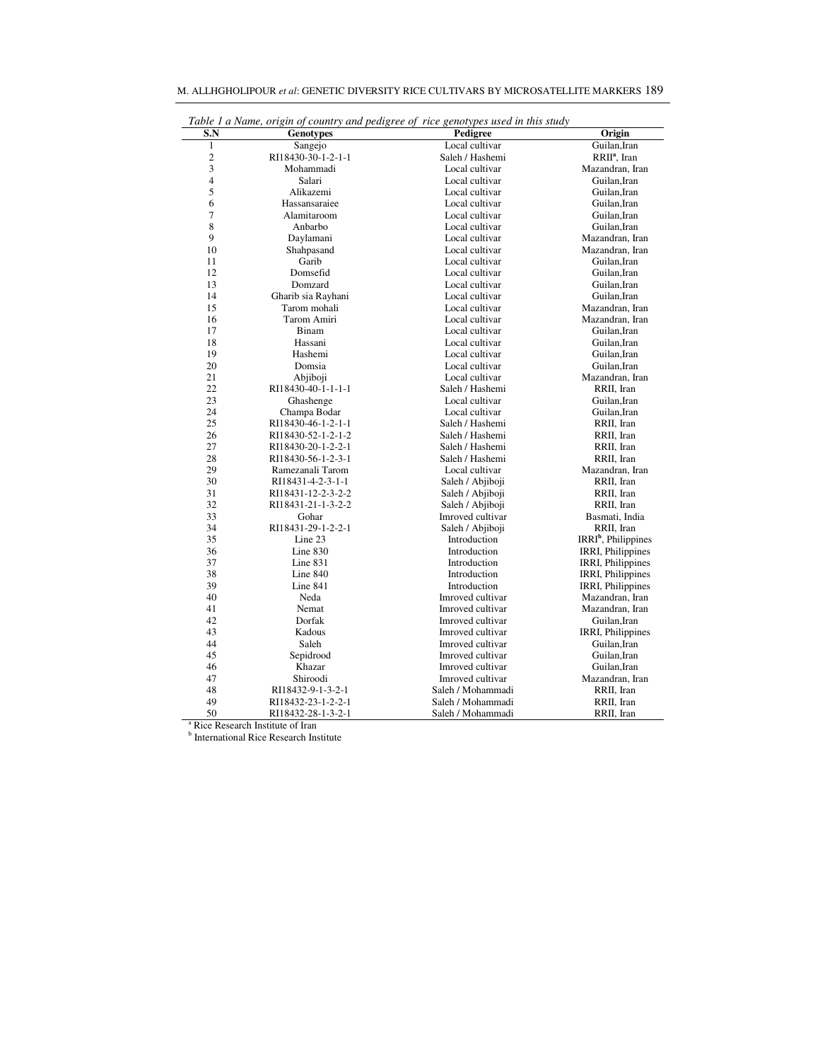*Table 1 a Name, origin of country and pedigree of rice genotypes used in this study*

| S.N | Genotypes | Pedigree | Origin |
|---|---|---|---|
| 1 | Sangejo | Local cultivar | Guilan,Iran |
| 2 | RI18430-30-1-2-1-1 | Saleh / Hashemi | RRII[a], Iran |
| 3 | Mohammadi | Local cultivar | Mazandran, Iran |
| 4 | Salari | Local cultivar | Guilan,Iran |
| 5 | Alikazemi | Local cultivar | Guilan,Iran |
| 6 | Hassansaraiee | Local cultivar | Guilan,Iran |
| 7 | Alamitaroom | Local cultivar | Guilan,Iran |
| 8 | Anbarbo | Local cultivar | Guilan,Iran |
| 9 | Daylamani | Local cultivar | Mazandran, Iran |
| 10 | Shahpasand | Local cultivar | Mazandran, Iran |
| 11 | Garib | Local cultivar | Guilan,Iran |
| 12 | Domsefid | Local cultivar | Guilan,Iran |
| 13 | Domzard | Local cultivar | Guilan,Iran |
| 14 | Gharib sia Rayhani | Local cultivar | Guilan,Iran |
| 15 | Tarom mohali | Local cultivar | Mazandran, Iran |
| 16 | Tarom Amiri | Local cultivar | Mazandran, Iran |
| 17 | Binam | Local cultivar | Guilan,Iran |
| 18 | Hassani | Local cultivar | Guilan,Iran |
| 19 | Hashemi | Local cultivar | Guilan,Iran |
| 20 | Domsia | Local cultivar | Guilan,Iran |
| 21 | Abjiboji | Local cultivar | Mazandran, Iran |
| 22 | RI18430-40-1-1-1-1 | Saleh / Hashemi | RRII, Iran |
| 23 | Ghashenge | Local cultivar | Guilan,Iran |
| 24 | Champa Bodar | Local cultivar | Guilan,Iran |
| 25 | RI18430-46-1-2-1-1 | Saleh / Hashemi | RRII, Iran |
| 26 | RI18430-52-1-2-1-2 | Saleh / Hashemi | RRII, Iran |
| 27 | RI18430-20-1-2-2-1 | Saleh / Hashemi | RRII, Iran |
| 28 | RI18430-56-1-2-3-1 | Saleh / Hashemi | RRII, Iran |
| 29 | Ramezanali Tarom | Local cultivar | Mazandran, Iran |
| 30 | RI18431-4-2-3-1-1 | Saleh / Abjiboji | RRII, Iran |
| 31 | RI18431-12-2-3-2-2 | Saleh / Abjiboji | RRII, Iran |
| 32 | RI18431-21-1-3-2-2 | Saleh / Abjiboji | RRII, Iran |
| 33 | Gohar | Imroved cultivar | Basmati, India |
| 34 | RI18431-29-1-2-2-1 | Saleh / Abjiboji | RRII, Iran |
| 35 | Line 23 | Introduction | IRRI[b], Philippines |
| 36 | Line 830 | Introduction | IRRI, Philippines |
| 37 | Line 831 | Introduction | IRRI, Philippines |
| 38 | Line 840 | Introduction | IRRI, Philippines |
| 39 | Line 841 | Introduction | IRRI, Philippines |
| 40 | Neda | Imroved cultivar | Mazandran, Iran |
| 41 | Nemat | Imroved cultivar | Mazandran, Iran |
| 42 | Dorfak | Imroved cultivar | Guilan,Iran |
| 43 | Kadous | Imroved cultivar | IRRI, Philippines |
| 44 | Saleh | Imroved cultivar | Guilan,Iran |
| 45 | Sepidrood | Imroved cultivar | Guilan,Iran |
| 46 | Khazar | Imroved cultivar | Guilan,Iran |
| 47 | Shiroodi | Imroved cultivar | Mazandran, Iran |
| 48 | RI18432-9-1-3-2-1 | Saleh / Mohammadi | RRII, Iran |
| 49 | RI18432-23-1-2-2-1 | Saleh / Mohammadi | RRII, Iran |
| 50 | RI18432-28-1-3-2-1 | Saleh / Mohammadi | RRII, Iran |

[a] Rice Research Institute of Iran
[b] International Rice Research Institute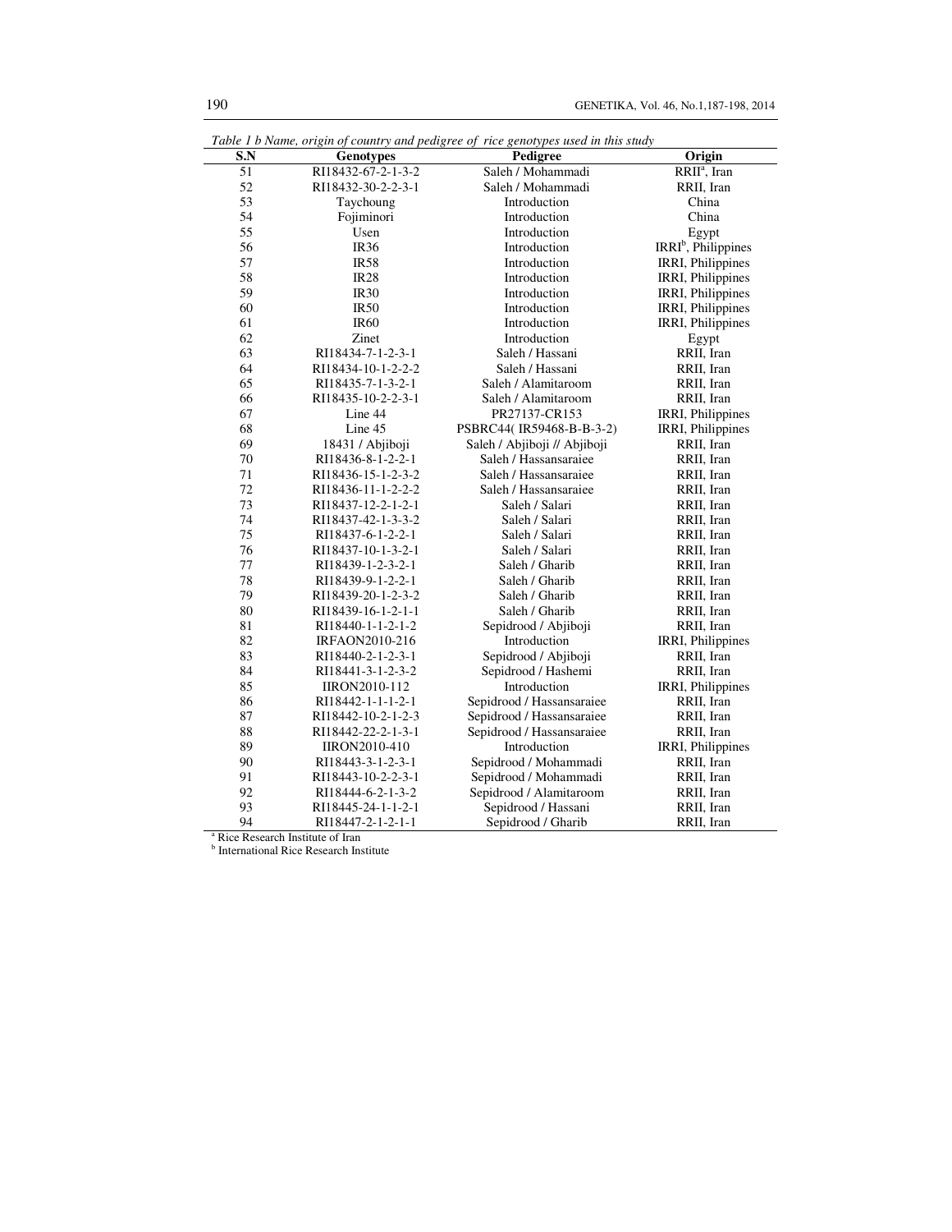*Table 1 b Name, origin of country and pedigree of rice genotypes used in this study*

| S.N | Genotypes | Pedigree | Origin |
|---|---|---|---|
| 51 | RI18432-67-2-1-3-2 | Saleh / Mohammadi | RRII[a], Iran |
| 52 | RI18432-30-2-2-3-1 | Saleh / Mohammadi | RRII, Iran |
| 53 | Taychoung | Introduction | China |
| 54 | Fojiminori | Introduction | China |
| 55 | Usen | Introduction | Egypt |
| 56 | IR36 | Introduction | IRRI[b], Philippines |
| 57 | IR58 | Introduction | IRRI, Philippines |
| 58 | IR28 | Introduction | IRRI, Philippines |
| 59 | IR30 | Introduction | IRRI, Philippines |
| 60 | IR50 | Introduction | IRRI, Philippines |
| 61 | IR60 | Introduction | IRRI, Philippines |
| 62 | Zinet | Introduction | Egypt |
| 63 | RI18434-7-1-2-3-1 | Saleh / Hassani | RRII, Iran |
| 64 | RI18434-10-1-2-2-2 | Saleh / Hassani | RRII, Iran |
| 65 | RI18435-7-1-3-2-1 | Saleh / Alamitaroom | RRII, Iran |
| 66 | RI18435-10-2-2-3-1 | Saleh / Alamitaroom | RRII, Iran |
| 67 | Line 44 | PR27137-CR153 | IRRI, Philippines |
| 68 | Line 45 | PSBRC44( IR59468-B-B-3-2) | IRRI, Philippines |
| 69 | 18431 / Abjiboji | Saleh / Abjiboji // Abjiboji | RRII, Iran |
| 70 | RI18436-8-1-2-2-1 | Saleh / Hassansaraiee | RRII, Iran |
| 71 | RI18436-15-1-2-3-2 | Saleh / Hassansaraiee | RRII, Iran |
| 72 | RI18436-11-1-2-2-2 | Saleh / Hassansaraiee | RRII, Iran |
| 73 | RI18437-12-2-1-2-1 | Saleh / Salari | RRII, Iran |
| 74 | RI18437-42-1-3-3-2 | Saleh / Salari | RRII, Iran |
| 75 | RI18437-6-1-2-2-1 | Saleh / Salari | RRII, Iran |
| 76 | RI18437-10-1-3-2-1 | Saleh / Salari | RRII, Iran |
| 77 | RI18439-1-2-3-2-1 | Saleh / Gharib | RRII, Iran |
| 78 | RI18439-9-1-2-2-1 | Saleh / Gharib | RRII, Iran |
| 79 | RI18439-20-1-2-3-2 | Saleh / Gharib | RRII, Iran |
| 80 | RI18439-16-1-2-1-1 | Saleh / Gharib | RRII, Iran |
| 81 | RI18440-1-1-2-1-2 | Sepidrood / Abjiboji | RRII, Iran |
| 82 | IRFAON2010-216 | Introduction | IRRI, Philippines |
| 83 | RI18440-2-1-2-3-1 | Sepidrood / Abjiboji | RRII, Iran |
| 84 | RI18441-3-1-2-3-2 | Sepidrood / Hashemi | RRII, Iran |
| 85 | IIRON2010-112 | Introduction | IRRI, Philippines |
| 86 | RI18442-1-1-1-2-1 | Sepidrood / Hassansaraiee | RRII, Iran |
| 87 | RI18442-10-2-1-2-3 | Sepidrood / Hassansaraiee | RRII, Iran |
| 88 | RI18442-22-2-1-3-1 | Sepidrood / Hassansaraiee | RRII, Iran |
| 89 | IIRON2010-410 | Introduction | IRRI, Philippines |
| 90 | RI18443-3-1-2-3-1 | Sepidrood / Mohammadi | RRII, Iran |
| 91 | RI18443-10-2-2-3-1 | Sepidrood / Mohammadi | RRII, Iran |
| 92 | RI18444-6-2-1-3-2 | Sepidrood / Alamitaroom | RRII, Iran |
| 93 | RI18445-24-1-1-2-1 | Sepidrood / Hassani | RRII, Iran |
| 94 | RI18447-2-1-2-1-1 | Sepidrood / Gharib | RRII, Iran |

[a] Rice Research Institute of Iran

[b] International Rice Research Institute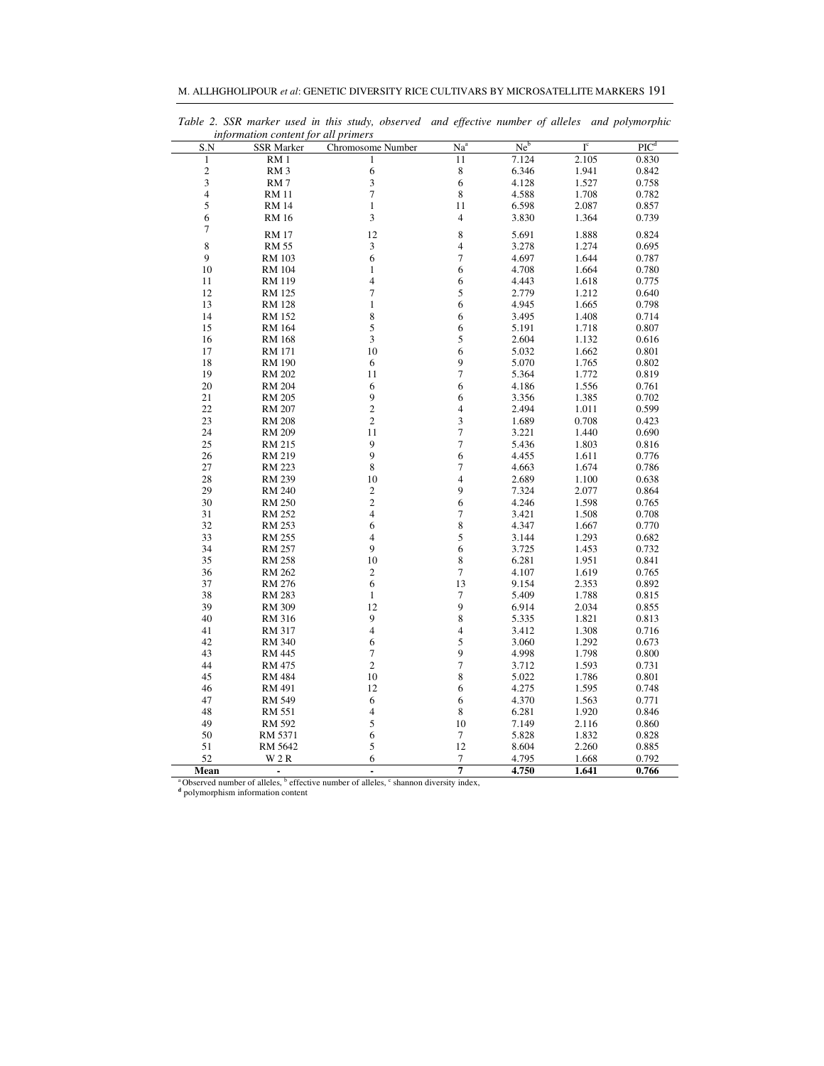*Table 2. SSR marker used in this study, observed and effective number of alleles and polymorphic information content for all primers*

| S.N | SSR Marker | Chromosome Number | Na[a] | Ne[b] | I[c] | PIC[d] |
|---|---|---|---|---|---|---|
| 1 | RM 1 | 1 | 11 | 7.124 | 2.105 | 0.830 |
| 2 | RM 3 | 6 | 8 | 6.346 | 1.941 | 0.842 |
| 3 | RM 7 | 3 | 6 | 4.128 | 1.527 | 0.758 |
| 4 | RM 11 | 7 | 8 | 4.588 | 1.708 | 0.782 |
| 5 | RM 14 | 1 | 11 | 6.598 | 2.087 | 0.857 |
| 6 | RM 16 | 3 | 4 | 3.830 | 1.364 | 0.739 |
| 7 | RM 17 | 12 | 8 | 5.691 | 1.888 | 0.824 |
| 8 | RM 55 | 3 | 4 | 3.278 | 1.274 | 0.695 |
| 9 | RM 103 | 6 | 7 | 4.697 | 1.644 | 0.787 |
| 10 | RM 104 | 1 | 6 | 4.708 | 1.664 | 0.780 |
| 11 | RM 119 | 4 | 6 | 4.443 | 1.618 | 0.775 |
| 12 | RM 125 | 7 | 5 | 2.779 | 1.212 | 0.640 |
| 13 | RM 128 | 1 | 6 | 4.945 | 1.665 | 0.798 |
| 14 | RM 152 | 8 | 6 | 3.495 | 1.408 | 0.714 |
| 15 | RM 164 | 5 | 6 | 5.191 | 1.718 | 0.807 |
| 16 | RM 168 | 3 | 5 | 2.604 | 1.132 | 0.616 |
| 17 | RM 171 | 10 | 6 | 5.032 | 1.662 | 0.801 |
| 18 | RM 190 | 6 | 9 | 5.070 | 1.765 | 0.802 |
| 19 | RM 202 | 11 | 7 | 5.364 | 1.772 | 0.819 |
| 20 | RM 204 | 6 | 6 | 4.186 | 1.556 | 0.761 |
| 21 | RM 205 | 9 | 6 | 3.356 | 1.385 | 0.702 |
| 22 | RM 207 | 2 | 4 | 2.494 | 1.011 | 0.599 |
| 23 | RM 208 | 2 | 3 | 1.689 | 0.708 | 0.423 |
| 24 | RM 209 | 11 | 7 | 3.221 | 1.440 | 0.690 |
| 25 | RM 215 | 9 | 7 | 5.436 | 1.803 | 0.816 |
| 26 | RM 219 | 9 | 6 | 4.455 | 1.611 | 0.776 |
| 27 | RM 223 | 8 | 7 | 4.663 | 1.674 | 0.786 |
| 28 | RM 239 | 10 | 4 | 2.689 | 1.100 | 0.638 |
| 29 | RM 240 | 2 | 9 | 7.324 | 2.077 | 0.864 |
| 30 | RM 250 | 2 | 6 | 4.246 | 1.598 | 0.765 |
| 31 | RM 252 | 4 | 7 | 3.421 | 1.508 | 0.708 |
| 32 | RM 253 | 6 | 8 | 4.347 | 1.667 | 0.770 |
| 33 | RM 255 | 4 | 5 | 3.144 | 1.293 | 0.682 |
| 34 | RM 257 | 9 | 6 | 3.725 | 1.453 | 0.732 |
| 35 | RM 258 | 10 | 8 | 6.281 | 1.951 | 0.841 |
| 36 | RM 262 | 2 | 7 | 4.107 | 1.619 | 0.765 |
| 37 | RM 276 | 6 | 13 | 9.154 | 2.353 | 0.892 |
| 38 | RM 283 | 1 | 7 | 5.409 | 1.788 | 0.815 |
| 39 | RM 309 | 12 | 9 | 6.914 | 2.034 | 0.855 |
| 40 | RM 316 | 9 | 8 | 5.335 | 1.821 | 0.813 |
| 41 | RM 317 | 4 | 4 | 3.412 | 1.308 | 0.716 |
| 42 | RM 340 | 6 | 5 | 3.060 | 1.292 | 0.673 |
| 43 | RM 445 | 7 | 9 | 4.998 | 1.798 | 0.800 |
| 44 | RM 475 | 2 | 7 | 3.712 | 1.593 | 0.731 |
| 45 | RM 484 | 10 | 8 | 5.022 | 1.786 | 0.801 |
| 46 | RM 491 | 12 | 6 | 4.275 | 1.595 | 0.748 |
| 47 | RM 549 | 6 | 6 | 4.370 | 1.563 | 0.771 |
| 48 | RM 551 | 4 | 8 | 6.281 | 1.920 | 0.846 |
| 49 | RM 592 | 5 | 10 | 7.149 | 2.116 | 0.860 |
| 50 | RM 5371 | 6 | 7 | 5.828 | 1.832 | 0.828 |
| 51 | RM 5642 | 5 | 12 | 8.604 | 2.260 | 0.885 |
| 52 | W 2 R | 6 | 7 | 4.795 | 1.668 | 0.792 |
| **Mean** | **-** | **-** | **7** | **4.750** | **1.641** | **0.766** |

[a] Observed number of alleles, [b] effective number of alleles, [c] shannon diversity index,
[d] polymorphism information content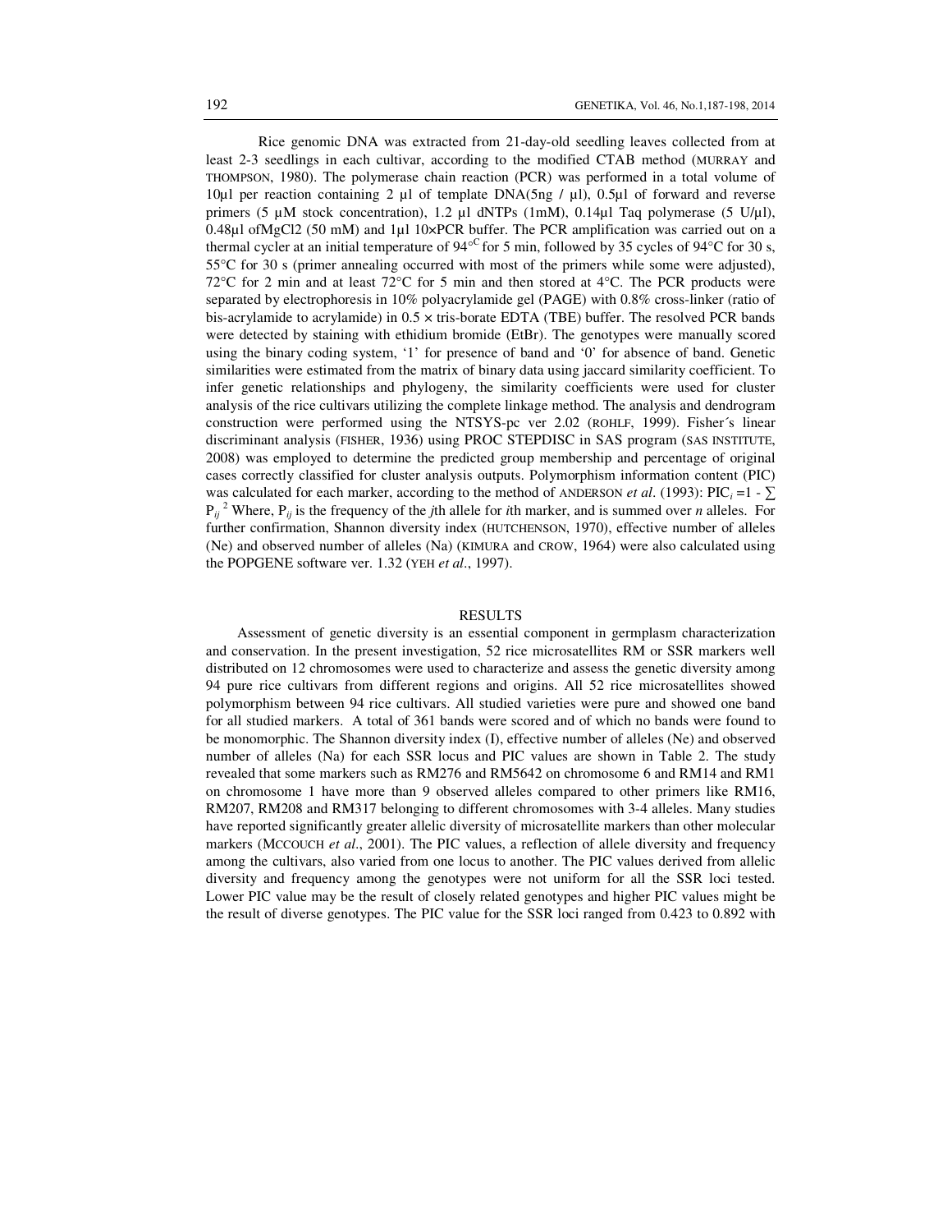Rice genomic DNA was extracted from 21-day-old seedling leaves collected from at least 2-3 seedlings in each cultivar, according to the modified CTAB method (MURRAY and THOMPSON, 1980). The polymerase chain reaction (PCR) was performed in a total volume of 10µl per reaction containing 2 µl of template DNA(5ng / µl), 0.5µl of forward and reverse primers (5 µM stock concentration), 1.2 µl dNTPs (1mM), 0.14µl Taq polymerase (5 U/µl), 0.48µl of$MgCl_2$ (50 mM) and 1µl 10×PCR buffer. The PCR amplification was carried out on a thermal cycler at an initial temperature of 94°C for 5 min, followed by 35 cycles of 94°C for 30 s, 55°C for 30 s (primer annealing occurred with most of the primers while some were adjusted), 72°C for 2 min and at least 72°C for 5 min and then stored at 4°C. The PCR products were separated by electrophoresis in 10% polyacrylamide gel (PAGE) with 0.8% cross-linker (ratio of bis-acrylamide to acrylamide) in 0.5 × tris-borate EDTA (TBE) buffer. The resolved PCR bands were detected by staining with ethidium bromide (EtBr). The genotypes were manually scored using the binary coding system, '1' for presence of band and '0' for absence of band. Genetic similarities were estimated from the matrix of binary data using jaccard similarity coefficient. To infer genetic relationships and phylogeny, the similarity coefficients were used for cluster analysis of the rice cultivars utilizing the complete linkage method. The analysis and dendrogram construction were performed using the NTSYS-pc ver 2.02 (ROHLF, 1999). Fisher´s linear discriminant analysis (FISHER, 1936) using PROC STEPDISC in SAS program (SAS INSTITUTE, 2008) was employed to determine the predicted group membership and percentage of original cases correctly classified for cluster analysis outputs. Polymorphism information content (PIC) was calculated for each marker, according to the method of ANDERSON *et al*. (1993): $PIC_i = 1 - \sum P_{ij}^2$ Where, $P_{ij}$ is the frequency of the *j*th allele for *i*th marker, and is summed over *n* alleles. For further confirmation, Shannon diversity index (HUTCHENSON, 1970), effective number of alleles (Ne) and observed number of alleles (Na) (KIMURA and CROW, 1964) were also calculated using the POPGENE software ver. 1.32 (YEH *et al*., 1997).

## RESULTS

Assessment of genetic diversity is an essential component in germplasm characterization and conservation. In the present investigation, 52 rice microsatellites RM or SSR markers well distributed on 12 chromosomes were used to characterize and assess the genetic diversity among 94 pure rice cultivars from different regions and origins. All 52 rice microsatellites showed polymorphism between 94 rice cultivars. All studied varieties were pure and showed one band for all studied markers. A total of 361 bands were scored and of which no bands were found to be monomorphic. The Shannon diversity index (I), effective number of alleles (Ne) and observed number of alleles (Na) for each SSR locus and PIC values are shown in Table 2. The study revealed that some markers such as RM276 and RM5642 on chromosome 6 and RM14 and RM1 on chromosome 1 have more than 9 observed alleles compared to other primers like RM16, RM207, RM208 and RM317 belonging to different chromosomes with 3-4 alleles. Many studies have reported significantly greater allelic diversity of microsatellite markers than other molecular markers (MCCOUCH *et al*., 2001). The PIC values, a reflection of allele diversity and frequency among the cultivars, also varied from one locus to another. The PIC values derived from allelic diversity and frequency among the genotypes were not uniform for all the SSR loci tested. Lower PIC value may be the result of closely related genotypes and higher PIC values might be the result of diverse genotypes. The PIC value for the SSR loci ranged from 0.423 to 0.892 with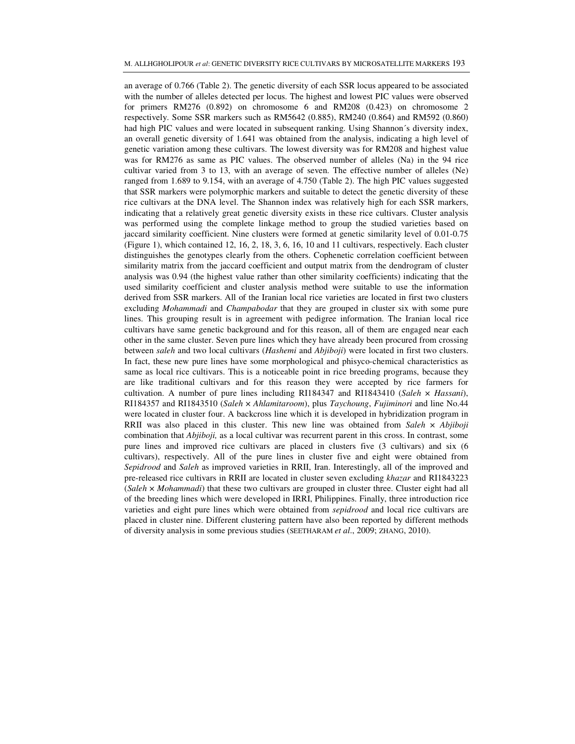an average of 0.766 (Table 2). The genetic diversity of each SSR locus appeared to be associated with the number of alleles detected per locus. The highest and lowest PIC values were observed for primers RM276 (0.892) on chromosome 6 and RM208 (0.423) on chromosome 2 respectively. Some SSR markers such as RM5642 (0.885), RM240 (0.864) and RM592 (0.860) had high PIC values and were located in subsequent ranking. Using Shannon´s diversity index, an overall genetic diversity of 1.641 was obtained from the analysis, indicating a high level of genetic variation among these cultivars. The lowest diversity was for RM208 and highest value was for RM276 as same as PIC values. The observed number of alleles (Na) in the 94 rice cultivar varied from 3 to 13, with an average of seven. The effective number of alleles (Ne) ranged from 1.689 to 9.154, with an average of 4.750 (Table 2). The high PIC values suggested that SSR markers were polymorphic markers and suitable to detect the genetic diversity of these rice cultivars at the DNA level. The Shannon index was relatively high for each SSR markers, indicating that a relatively great genetic diversity exists in these rice cultivars. Cluster analysis was performed using the complete linkage method to group the studied varieties based on jaccard similarity coefficient. Nine clusters were formed at genetic similarity level of 0.01-0.75 (Figure 1), which contained 12, 16, 2, 18, 3, 6, 16, 10 and 11 cultivars, respectively. Each cluster distinguishes the genotypes clearly from the others. Cophenetic correlation coefficient between similarity matrix from the jaccard coefficient and output matrix from the dendrogram of cluster analysis was 0.94 (the highest value rather than other similarity coefficients) indicating that the used similarity coefficient and cluster analysis method were suitable to use the information derived from SSR markers. All of the Iranian local rice varieties are located in first two clusters excluding *Mohammadi* and *Champabodar* that they are grouped in cluster six with some pure lines. This grouping result is in agreement with pedigree information. The Iranian local rice cultivars have same genetic background and for this reason, all of them are engaged near each other in the same cluster. Seven pure lines which they have already been procured from crossing between *saleh* and two local cultivars (*Hashemi* and *Abjiboji*) were located in first two clusters. In fact, these new pure lines have some morphological and phisyco-chemical characteristics as same as local rice cultivars. This is a noticeable point in rice breeding programs, because they are like traditional cultivars and for this reason they were accepted by rice farmers for cultivation. A number of pure lines including RI184347 and RI1843410 (*Saleh* × *Hassani*), RI184357 and RI1843510 (*Saleh* × *Ahlamitaroom*), plus *Taychoung*, *Fujiminori* and line No.44 were located in cluster four. A backcross line which it is developed in hybridization program in RRII was also placed in this cluster. This new line was obtained from *Saleh* × *Abjiboji* combination that *Abjiboji,* as a local cultivar was recurrent parent in this cross. In contrast, some pure lines and improved rice cultivars are placed in clusters five (3 cultivars) and six (6 cultivars), respectively. All of the pure lines in cluster five and eight were obtained from *Sepidrood* and *Saleh* as improved varieties in RRII, Iran. Interestingly, all of the improved and pre-released rice cultivars in RRII are located in cluster seven excluding *khazar* and RI1843223 (*Saleh* × *Mohammadi*) that these two cultivars are grouped in cluster three. Cluster eight had all of the breeding lines which were developed in IRRI, Philippines. Finally, three introduction rice varieties and eight pure lines which were obtained from *sepidrood* and local rice cultivars are placed in cluster nine. Different clustering pattern have also been reported by different methods of diversity analysis in some previous studies (SEETHARAM *et al*., 2009; ZHANG, 2010).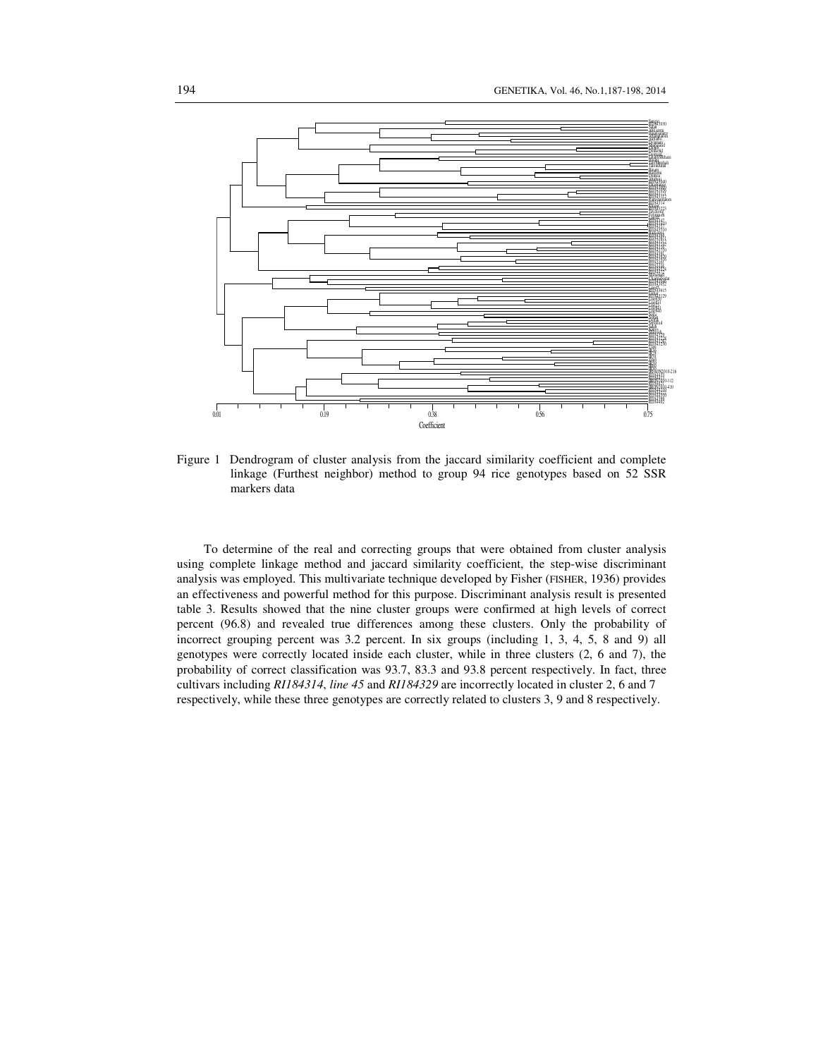Figure 1 Dendrogram of cluster analysis from the jaccard similarity coefficient and complete linkage (Furthest neighbor) method to group 94 rice genotypes based on 52 SSR markers data

To determine of the real and correcting groups that were obtained from cluster analysis using complete linkage method and jaccard similarity coefficient, the step-wise discriminant analysis was employed. This multivariate technique developed by Fisher (FISHER, 1936) provides an effectiveness and powerful method for this purpose. Discriminant analysis result is presented table 3. Results showed that the nine cluster groups were confirmed at high levels of correct percent (96.8) and revealed true differences among these clusters. Only the probability of incorrect grouping percent was 3.2 percent. In six groups (including 1, 3, 4, 5, 8 and 9) all genotypes were correctly located inside each cluster, while in three clusters (2, 6 and 7), the probability of correct classification was 93.7, 83.3 and 93.8 percent respectively. In fact, three cultivars including *RI184314*, *line 45* and *RI184329* are incorrectly located in cluster 2, 6 and 7 respectively, while these three genotypes are correctly related to clusters 3, 9 and 8 respectively.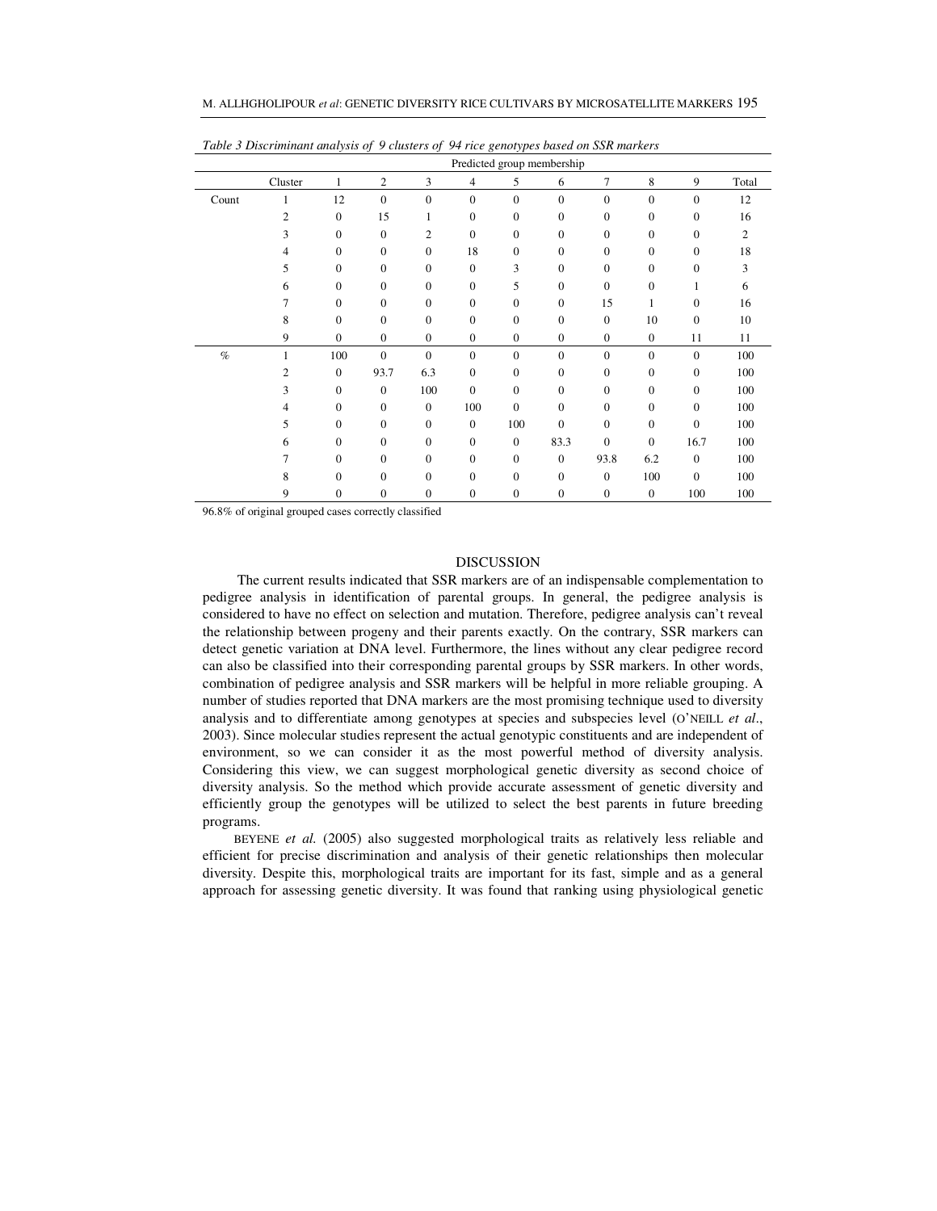*Table 3 Discriminant analysis of 9 clusters of 94 rice genotypes based on SSR markers*

| | | Predicted group membership | | | | | | | | | |
|---|---|---|---|---|---|---|---|---|---|---|---|
| | Cluster | 1 | 2 | 3 | 4 | 5 | 6 | 7 | 8 | 9 | Total |
| Count | 1 | 12 | 0 | 0 | 0 | 0 | 0 | 0 | 0 | 0 | 12 |
| | 2 | 0 | 15 | 1 | 0 | 0 | 0 | 0 | 0 | 0 | 16 |
| | 3 | 0 | 0 | 2 | 0 | 0 | 0 | 0 | 0 | 0 | 2 |
| | 4 | 0 | 0 | 0 | 18 | 0 | 0 | 0 | 0 | 0 | 18 |
| | 5 | 0 | 0 | 0 | 0 | 3 | 0 | 0 | 0 | 0 | 3 |
| | 6 | 0 | 0 | 0 | 0 | 5 | 0 | 0 | 0 | 1 | 6 |
| | 7 | 0 | 0 | 0 | 0 | 0 | 0 | 15 | 1 | 0 | 16 |
| | 8 | 0 | 0 | 0 | 0 | 0 | 0 | 0 | 10 | 0 | 10 |
| | 9 | 0 | 0 | 0 | 0 | 0 | 0 | 0 | 0 | 11 | 11 |
| % | 1 | 100 | 0 | 0 | 0 | 0 | 0 | 0 | 0 | 0 | 100 |
| | 2 | 0 | 93.7 | 6.3 | 0 | 0 | 0 | 0 | 0 | 0 | 100 |
| | 3 | 0 | 0 | 100 | 0 | 0 | 0 | 0 | 0 | 0 | 100 |
| | 4 | 0 | 0 | 0 | 100 | 0 | 0 | 0 | 0 | 0 | 100 |
| | 5 | 0 | 0 | 0 | 0 | 100 | 0 | 0 | 0 | 0 | 100 |
| | 6 | 0 | 0 | 0 | 0 | 0 | 83.3 | 0 | 0 | 16.7 | 100 |
| | 7 | 0 | 0 | 0 | 0 | 0 | 0 | 93.8 | 6.2 | 0 | 100 |
| | 8 | 0 | 0 | 0 | 0 | 0 | 0 | 0 | 100 | 0 | 100 |
| | 9 | 0 | 0 | 0 | 0 | 0 | 0 | 0 | 0 | 100 | 100 |

96.8% of original grouped cases correctly classified

## DISCUSSION

The current results indicated that SSR markers are of an indispensable complementation to pedigree analysis in identification of parental groups. In general, the pedigree analysis is considered to have no effect on selection and mutation. Therefore, pedigree analysis can't reveal the relationship between progeny and their parents exactly. On the contrary, SSR markers can detect genetic variation at DNA level. Furthermore, the lines without any clear pedigree record can also be classified into their corresponding parental groups by SSR markers. In other words, combination of pedigree analysis and SSR markers will be helpful in more reliable grouping. A number of studies reported that DNA markers are the most promising technique used to diversity analysis and to differentiate among genotypes at species and subspecies level (O'NEILL *et al*., 2003). Since molecular studies represent the actual genotypic constituents and are independent of environment, so we can consider it as the most powerful method of diversity analysis. Considering this view, we can suggest morphological genetic diversity as second choice of diversity analysis. So the method which provide accurate assessment of genetic diversity and efficiently group the genotypes will be utilized to select the best parents in future breeding programs.

BEYENE *et al.* (2005) also suggested morphological traits as relatively less reliable and efficient for precise discrimination and analysis of their genetic relationships then molecular diversity. Despite this, morphological traits are important for its fast, simple and as a general approach for assessing genetic diversity. It was found that ranking using physiological genetic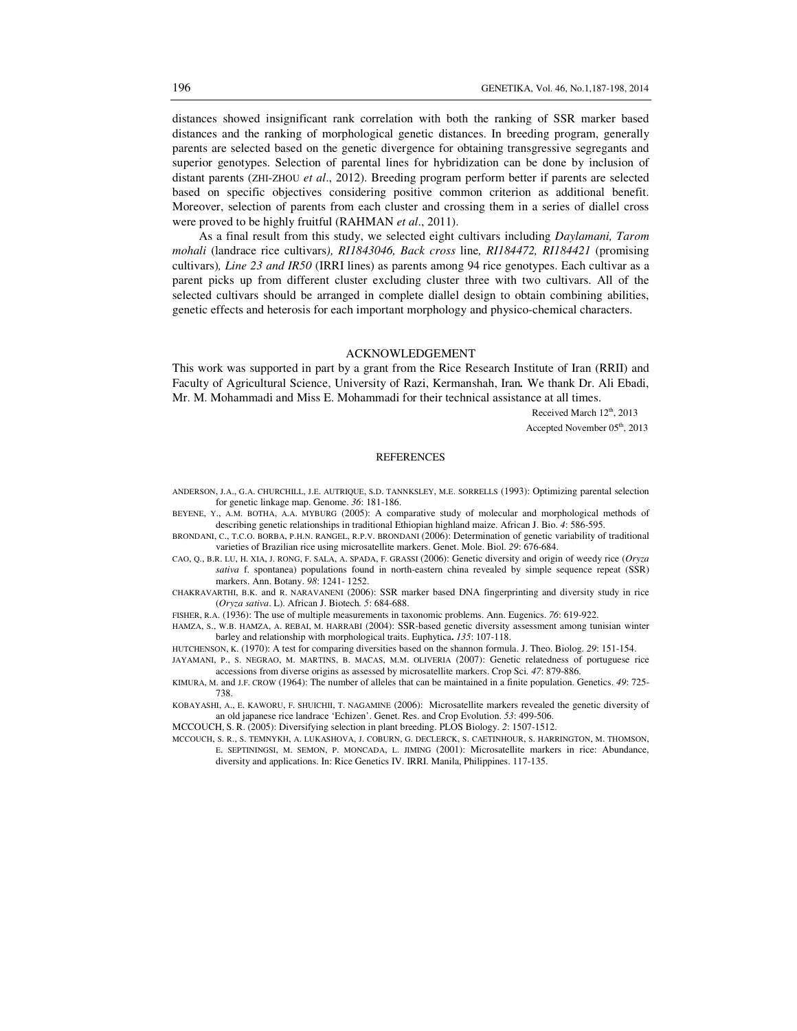distances showed insignificant rank correlation with both the ranking of SSR marker based distances and the ranking of morphological genetic distances. In breeding program, generally parents are selected based on the genetic divergence for obtaining transgressive segregants and superior genotypes. Selection of parental lines for hybridization can be done by inclusion of distant parents (ZHI-ZHOU *et al*., 2012). Breeding program perform better if parents are selected based on specific objectives considering positive common criterion as additional benefit. Moreover, selection of parents from each cluster and crossing them in a series of diallel cross were proved to be highly fruitful (RAHMAN *et al*., 2011).

As a final result from this study, we selected eight cultivars including *Daylamani, Tarom mohali* (landrace rice cultivars*), RI1843046, Back cross* line*, RI184472, RI184421* (promising cultivars)*, Line 23 and IR50* (IRRI lines) as parents among 94 rice genotypes. Each cultivar as a parent picks up from different cluster excluding cluster three with two cultivars. All of the selected cultivars should be arranged in complete diallel design to obtain combining abilities, genetic effects and heterosis for each important morphology and physico-chemical characters.

## ACKNOWLEDGEMENT

This work was supported in part by a grant from the Rice Research Institute of Iran (RRII) and Faculty of Agricultural Science, University of Razi, Kermanshah, Iran**.** We thank Dr. Ali Ebadi, Mr. M. Mohammadi and Miss E. Mohammadi for their technical assistance at all times.

Received March 12th, 2013
Accepted November 05th, 2013

## REFERENCES

ANDERSON, J.A., G.A. CHURCHILL, J.E. AUTRIQUE, S.D. TANNKSLEY, M.E. SORRELLS (1993): Optimizing parental selection for genetic linkage map. Genome. *36*: 181-186.

BEYENE, Y., A.M. BOTHA, A.A. MYBURG (2005): A comparative study of molecular and morphological methods of describing genetic relationships in traditional Ethiopian highland maize. African J. Bio. *4*: 586-595.

BRONDANI, C., T.C.O. BORBA, P.H.N. RANGEL, R.P.V. BRONDANI (2006): Determination of genetic variability of traditional varieties of Brazilian rice using microsatellite markers. Genet. Mole. Biol. *29*: 676-684.

CAO, Q., B.R. LU, H. XIA, J. RONG, F. SALA, A. SPADA, F. GRASSI (2006): Genetic diversity and origin of weedy rice (*Oryza sativa* f. spontanea) populations found in north-eastern china revealed by simple sequence repeat (SSR) markers. Ann. Botany. *98*: 1241- 1252.

CHAKRAVARTHI, B.K. and R. NARAVANENI (2006): SSR marker based DNA fingerprinting and diversity study in rice (*Oryza sativa*. L). African J. Biotech*. 5*: 684-688.

FISHER, R.A. (1936): The use of multiple measurements in taxonomic problems. Ann. Eugenics. *76*: 619-922.

HAMZA, S., W.B. HAMZA, A. REBAI, M. HARRABI (2004): SSR-based genetic diversity assessment among tunisian winter barley and relationship with morphological traits. Euphytica**.** *135*: 107-118.

HUTCHENSON, K. (1970): A test for comparing diversities based on the shannon formula. J. Theo. Biolog. *29*: 151-154.

JAYAMANI, P., S. NEGRAO, M. MARTINS, B. MACAS, M.M. OLIVERIA (2007): Genetic relatedness of portuguese rice accessions from diverse origins as assessed by microsatellite markers. Crop Sci*. 47*: 879-886.

KIMURA, M. and J.F. CROW (1964): The number of alleles that can be maintained in a finite population. Genetics. *49*: 725-738.

KOBAYASHI, A., E. KAWORU, F. SHUICHII, T. NAGAMINE (2006): Microsatellite markers revealed the genetic diversity of an old japanese rice landrace 'Echizen'. Genet. Res. and Crop Evolution. *53*: 499-506.

MCCOUCH, S. R. (2005): Diversifying selection in plant breeding. PLOS Biology. *2*: 1507-1512.

MCCOUCH, S. R., S. TEMNYKH, A. LUKASHOVA, J. COBURN, G. DECLERCK, S. CAETINHOUR, S. HARRINGTON, M. THOMSON, E. SEPTININGSI, M. SEMON, P. MONCADA, L. JIMING (2001): Microsatellite markers in rice: Abundance, diversity and applications. In: Rice Genetics IV. IRRI. Manila, Philippines. 117-135.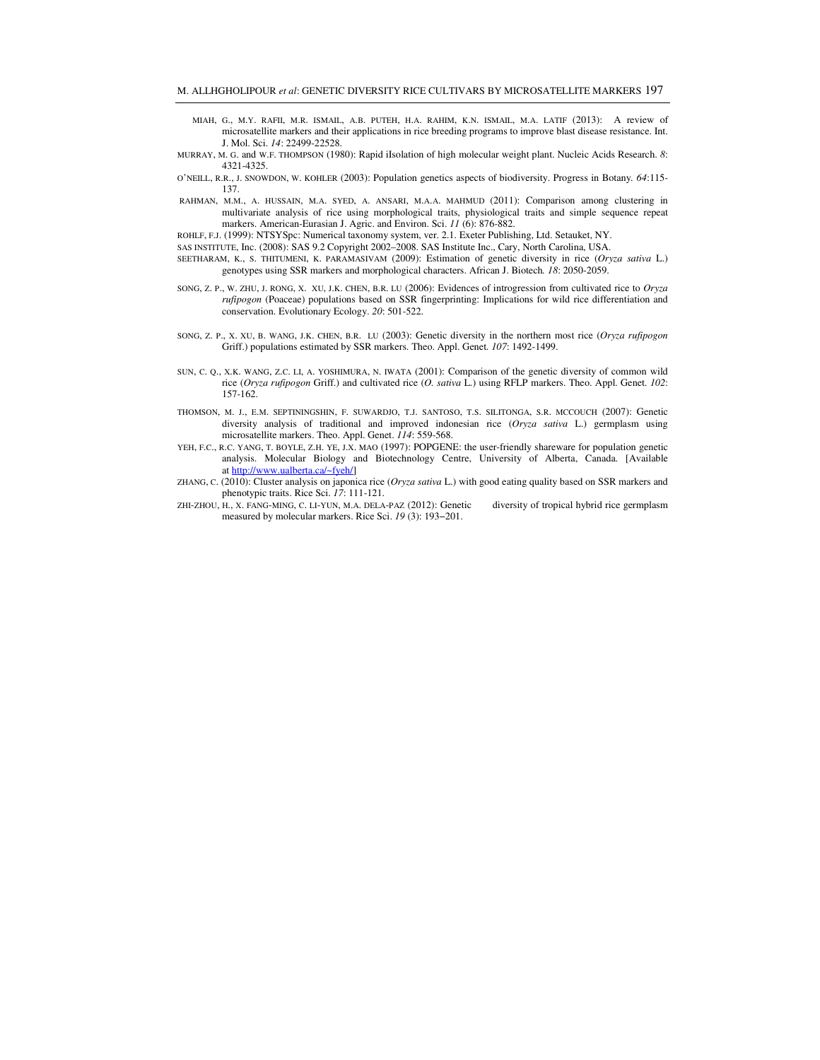MIAH, G., M.Y. RAFII, M.R. ISMAIL, A.B. PUTEH, H.A. RAHIM, K.N. ISMAIL, M.A. LATIF (2013): A review of microsatellite markers and their applications in rice breeding programs to improve blast disease resistance. Int. J. Mol. Sci. *14*: 22499-22528.

MURRAY, M. G. and W.F. THOMPSON (1980): Rapid iIsolation of high molecular weight plant. Nucleic Acids Research. *8*: 4321-4325.

O'NEILL, R.R., J. SNOWDON, W. KOHLER (2003): Population genetics aspects of biodiversity. Progress in Botany. *64*:115-137.

RAHMAN, M.M., A. HUSSAIN, M.A. SYED, A. ANSARI, M.A.A. MAHMUD (2011): Comparison among clustering in multivariate analysis of rice using morphological traits, physiological traits and simple sequence repeat markers. American-Eurasian J. Agric. and Environ. Sci. *11* (6): 876-882.

ROHLF, F.J. (1999): NTSYSpc: Numerical taxonomy system, ver. 2.1. Exeter Publishing, Ltd. Setauket, NY.

SAS INSTITUTE, Inc. (2008): SAS 9.2 Copyright 2002–2008. SAS Institute Inc., Cary, North Carolina, USA.

SEETHARAM, K., S. THITUMENI, K. PARAMASIVAM (2009): Estimation of genetic diversity in rice (*Oryza sativa* L.) genotypes using SSR markers and morphological characters. African J. Biotech*. 18*: 2050-2059.

SONG, Z. P., W. ZHU, J. RONG, X. XU, J.K. CHEN, B.R. LU (2006): Evidences of introgression from cultivated rice to *Oryza rufipogon* (Poaceae) populations based on SSR fingerprinting: Implications for wild rice differentiation and conservation. Evolutionary Ecology. *20*: 501-522.

SONG, Z. P., X. XU, B. WANG, J.K. CHEN, B.R. LU (2003): Genetic diversity in the northern most rice (*Oryza rufipogon* Griff.) populations estimated by SSR markers. Theo. Appl. Genet*. 107*: 1492-1499.

SUN, C. Q., X.K. WANG, Z.C. LI, A. YOSHIMURA, N. IWATA (2001): Comparison of the genetic diversity of common wild rice (*Oryza rufipogon* Griff.) and cultivated rice (*O. sativa* L.) using RFLP markers. Theo. Appl. Genet*. 102*: 157-162.

THOMSON, M. J., E.M. SEPTININGSHIN, F. SUWARDJO, T.J. SANTOSO, T.S. SILITONGA, S.R. MCCOUCH (2007): Genetic diversity analysis of traditional and improved indonesian rice (*Oryza sativa* L.) germplasm using microsatellite markers. Theo. Appl. Genet. *114*: 559-568.

YEH, F.C., R.C. YANG, T. BOYLE, Z.H. YE, J.X. MAO (1997): POPGENE: the user-friendly shareware for population genetic analysis. Molecular Biology and Biotechnology Centre, University of Alberta, Canada. [Available at http://www.ualberta.ca/~fyeh/]

ZHANG, C. (2010): Cluster analysis on japonica rice (*Oryza sativa* L.) with good eating quality based on SSR markers and phenotypic traits. Rice Sci. *17*: 111-121.

ZHI-ZHOU, H., X. FANG-MING, C. LI-YUN, M.A. DELA-PAZ (2012): Genetic diversity of tropical hybrid rice germplasm measured by molecular markers. Rice Sci. *19* (3): 193–201.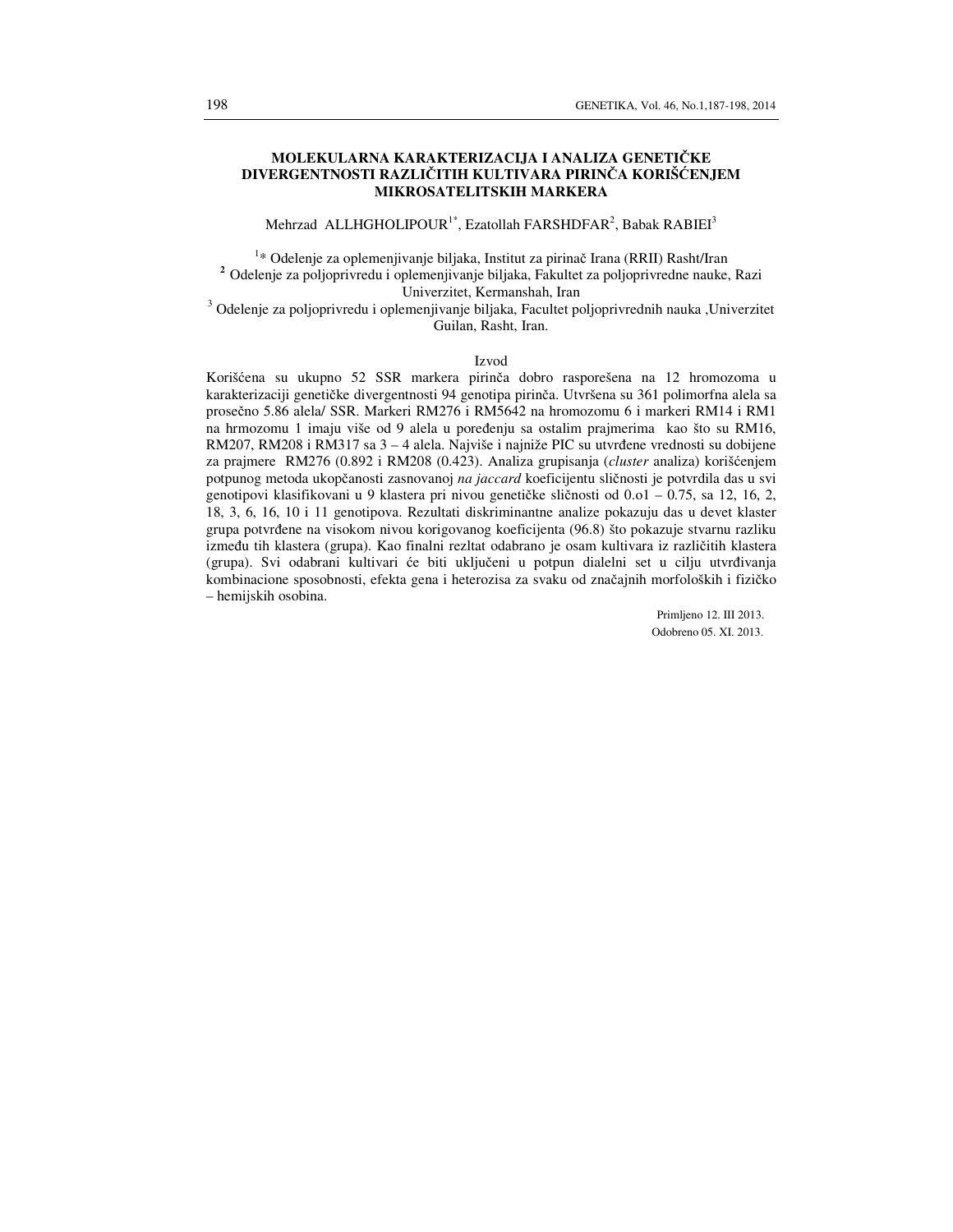# MOLEKULARNA KARAKTERIZACIJA I ANALIZA GENETIČKE DIVERGENTNOSTI RAZLIČITIH KULTIVARA PIRINČA KORIŠĆENJEM MIKROSATELITSKIH MARKERA

Mehrzad ALLHGHOLIPOUR[1*], Ezatollah FARSHDFAR[2], Babak RABIEI[3]

[1]* Odelenje za oplemenjivanje biljaka, Institut za pirinač Irana (RRII) Rasht/Iran

[2] Odelenje za poljoprivredu i oplemenjivanje biljaka, Fakultet za poljoprivredne nauke, Razi Univerzitet, Kermanshah, Iran

[3] Odelenje za poljoprivredu i oplemenjivanje biljaka, Facultet poljoprivrednih nauka ,Univerzitet Guilan, Rasht, Iran.

Izvod

Korišćena su ukupno 52 SSR markera pirinča dobro rasporešena na 12 hromozoma u karakterizaciji genetičke divergentnosti 94 genotipa pirinča. Utvršena su 361 polimorfna alela sa prosečno 5.86 alela/ SSR. Markeri RM276 i RM5642 na hromozomu 6 i markeri RM14 i RM1 na hrmozomu 1 imaju više od 9 alela u poređenju sa ostalim prajmerima kao što su RM16, RM207, RM208 i RM317 sa 3 – 4 alela. Najviše i najniže PIC su utvrđene vrednosti su dobijene za prajmere RM276 (0.892 i RM208 (0.423). Analiza grupisanja (*cluster* analiza) korišćenjem potpunog metoda ukopčanosti zasnovanoj *na jaccard* koeficijentu sličnosti je potvrdila das u svi genotipovi klasifikovani u 9 klastera pri nivou genetičke sličnosti od 0.o1 – 0.75, sa 12, 16, 2, 18, 3, 6, 16, 10 i 11 genotipova. Rezultati diskriminantne analize pokazuju das u devet klaster grupa potvrđene na visokom nivou korigovanog koeficijenta (96.8) što pokazuje stvarnu razliku između tih klastera (grupa). Kao finalni rezltat odabrano je osam kultivara iz različitih klastera (grupa). Svi odabrani kultivari će biti uključeni u potpun dialelni set u cilju utvrđivanja kombinacione sposobnosti, efekta gena i heterozisa za svaku od značajnih morfoloških i fizičko – hemijskih osobina.

Primljeno 12. III 2013.
Odobreno 05. XI. 2013.